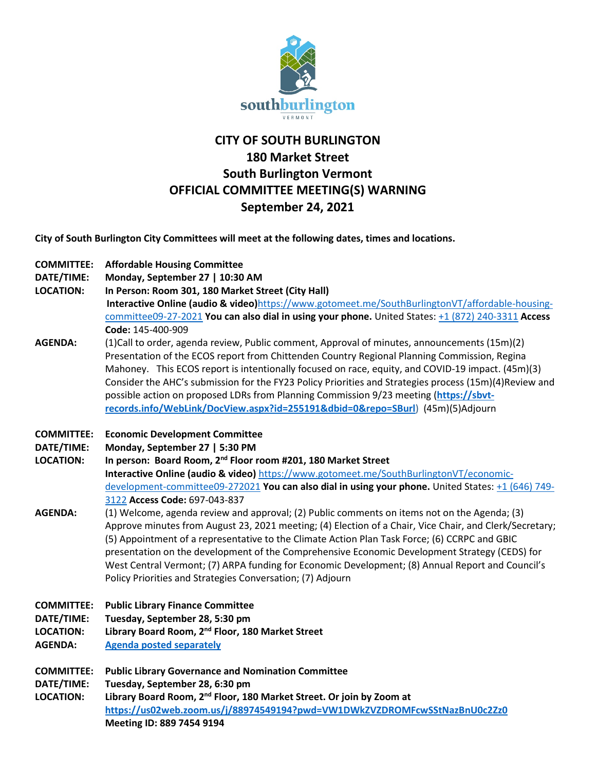# CITY OF SOUTH BURLINGTON
## 180 Market Street
## South Burlington Vermont
## OFFICIAL COMMITTEE MEETING(S) WARNING
## September 24, 2021

**City of South Burlington City Committees will meet at the following dates, times and locations.**

**COMMITTEE:** **Affordable Housing Committee**
**DATE/TIME:** **Monday, September 27 | 10:30 AM**
**LOCATION:** **In Person: Room 301, 180 Market Street (City Hall)**
**Interactive Online (audio & video)**https://www.gotomeet.me/SouthBurlingtonVT/affordable-housing-committee09-27-2021 **You can also dial in using your phone.** United States: +1 (872) 240-3311 **Access Code:** 145-400-909
**AGENDA:** (1)Call to order, agenda review, Public comment, Approval of minutes, announcements (15m)(2) Presentation of the ECOS report from Chittenden Country Regional Planning Commission, Regina Mahoney. This ECOS report is intentionally focused on race, equity, and COVID-19 impact. (45m)(3) Consider the AHC's submission for the FY23 Policy Priorities and Strategies process (15m)(4)Review and possible action on proposed LDRs from Planning Commission 9/23 meeting (**https://sbvt-records.info/WebLink/DocView.aspx?id=255191&dbid=0&repo=SBurl**) (45m)(5)Adjourn

**COMMITTEE:** **Economic Development Committee**
**DATE/TIME:** **Monday, September 27 | 5:30 PM**
**LOCATION:** **In person: Board Room, 2nd Floor room #201, 180 Market Street**
**Interactive Online (audio & video)** https://www.gotomeet.me/SouthBurlingtonVT/economic-development-committee09-272021 **You can also dial in using your phone.** United States: +1 (646) 749-3122 **Access Code:** 697-043-837
**AGENDA:** (1) Welcome, agenda review and approval; (2) Public comments on items not on the Agenda; (3) Approve minutes from August 23, 2021 meeting; (4) Election of a Chair, Vice Chair, and Clerk/Secretary; (5) Appointment of a representative to the Climate Action Plan Task Force; (6) CCRPC and GBIC presentation on the development of the Comprehensive Economic Development Strategy (CEDS) for West Central Vermont; (7) ARPA funding for Economic Development; (8) Annual Report and Council's Policy Priorities and Strategies Conversation; (7) Adjourn

**COMMITTEE:** **Public Library Finance Committee**
**DATE/TIME:** **Tuesday, September 28, 5:30 pm**
**LOCATION:** **Library Board Room, 2nd Floor, 180 Market Street**
**AGENDA:** **Agenda posted separately**

**COMMITTEE:** **Public Library Governance and Nomination Committee**
**DATE/TIME:** **Tuesday, September 28, 6:30 pm**
**LOCATION:** **Library Board Room, 2nd Floor, 180 Market Street. Or join by Zoom at**
**https://us02web.zoom.us/j/88974549194?pwd=VW1DWkZVZDROMFcwSStNazBnU0c2Zz0**
**Meeting ID: 889 7454 9194**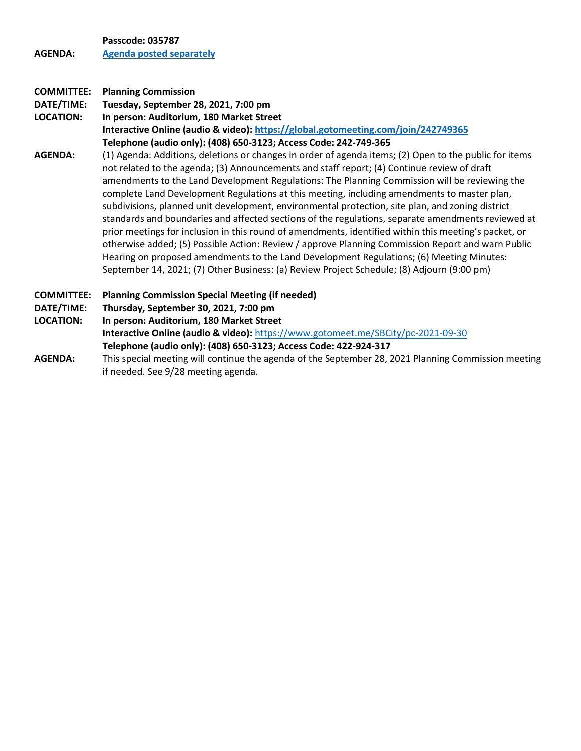**Passcode: 035787**

**AGENDA:** **[Agenda posted separately]**

**COMMITTEE:** **Planning Commission**
**DATE/TIME:** **Tuesday, September 28, 2021, 7:00 pm**
**LOCATION:** **In person: Auditorium, 180 Market Street**
**Interactive Online (audio & video): https://global.gotomeeting.com/join/242749365**
**Telephone (audio only): (408) 650-3123; Access Code: 242-749-365**

**AGENDA:** (1) Agenda: Additions, deletions or changes in order of agenda items; (2) Open to the public for items not related to the agenda; (3) Announcements and staff report; (4) Continue review of draft amendments to the Land Development Regulations: The Planning Commission will be reviewing the complete Land Development Regulations at this meeting, including amendments to master plan, subdivisions, planned unit development, environmental protection, site plan, and zoning district standards and boundaries and affected sections of the regulations, separate amendments reviewed at prior meetings for inclusion in this round of amendments, identified within this meeting's packet, or otherwise added; (5) Possible Action: Review / approve Planning Commission Report and warn Public Hearing on proposed amendments to the Land Development Regulations; (6) Meeting Minutes: September 14, 2021; (7) Other Business: (a) Review Project Schedule; (8) Adjourn (9:00 pm)

**COMMITTEE:** **Planning Commission Special Meeting (if needed)**
**DATE/TIME:** **Thursday, September 30, 2021, 7:00 pm**
**LOCATION:** **In person: Auditorium, 180 Market Street**
**Interactive Online (audio & video):** https://www.gotomeet.me/SBCity/pc-2021-09-30
**Telephone (audio only): (408) 650-3123; Access Code: 422-924-317**

**AGENDA:** This special meeting will continue the agenda of the September 28, 2021 Planning Commission meeting if needed. See 9/28 meeting agenda.